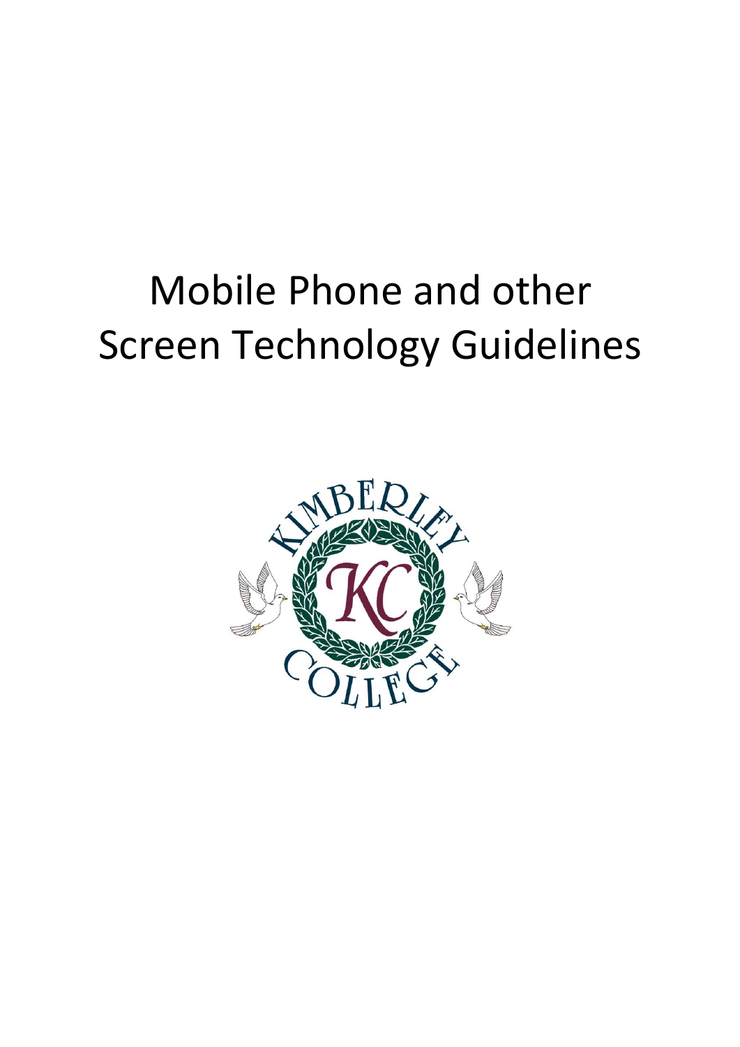# Mobile Phone and other Screen Technology Guidelines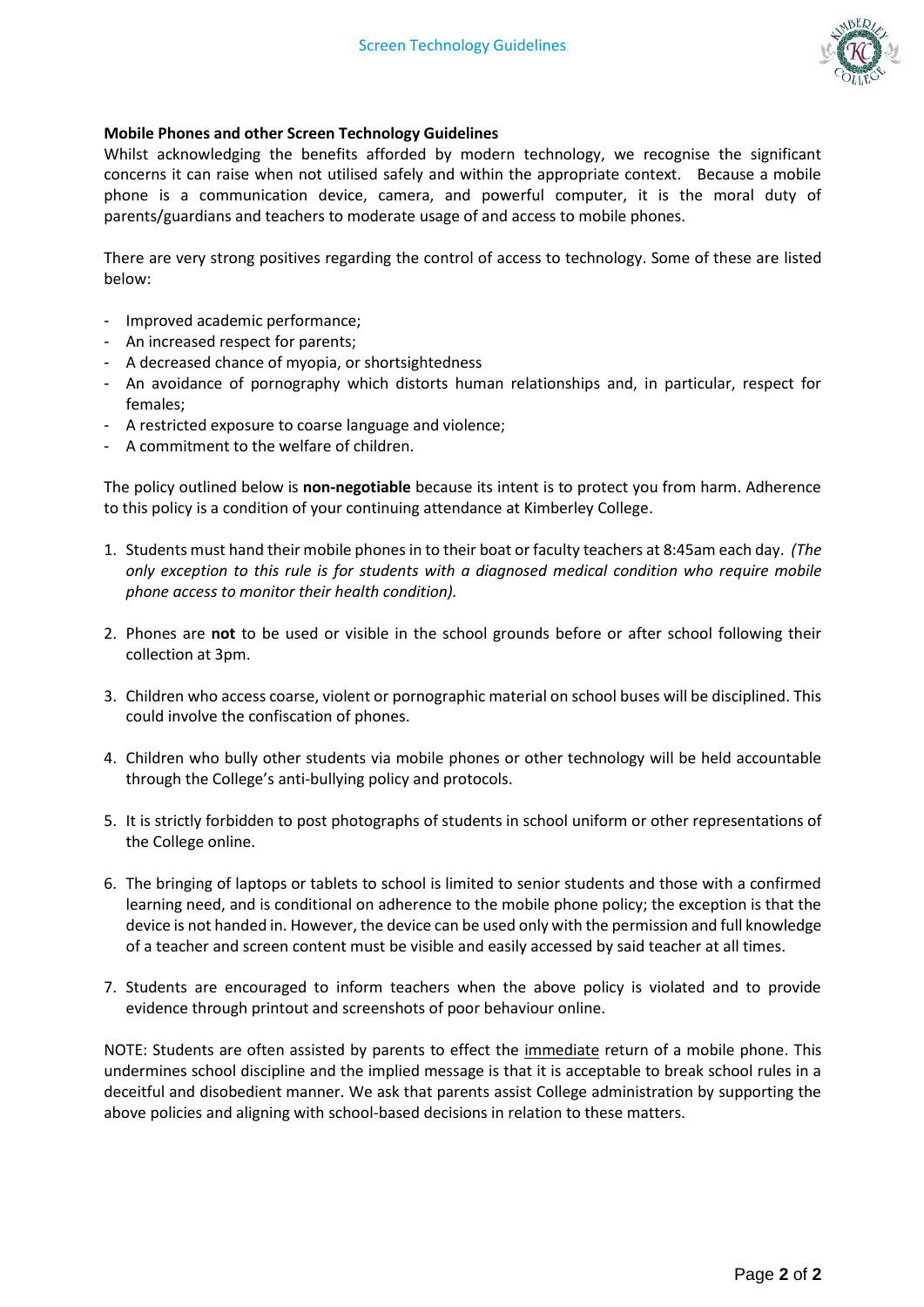**Mobile Phones and other Screen Technology Guidelines**

Whilst acknowledging the benefits afforded by modern technology, we recognise the significant concerns it can raise when not utilised safely and within the appropriate context. Because a mobile phone is a communication device, camera, and powerful computer, it is the moral duty of parents/guardians and teachers to moderate usage of and access to mobile phones.

There are very strong positives regarding the control of access to technology. Some of these are listed below:

- Improved academic performance;
- An increased respect for parents;
- A decreased chance of myopia, or shortsightedness
- An avoidance of pornography which distorts human relationships and, in particular, respect for females;
- A restricted exposure to coarse language and violence;
- A commitment to the welfare of children.

The policy outlined below is **non-negotiable** because its intent is to protect you from harm. Adherence to this policy is a condition of your continuing attendance at Kimberley College.

1. Students must hand their mobile phones in to their boat or faculty teachers at 8:45am each day. *(The only exception to this rule is for students with a diagnosed medical condition who require mobile phone access to monitor their health condition).*

2. Phones are **not** to be used or visible in the school grounds before or after school following their collection at 3pm.

3. Children who access coarse, violent or pornographic material on school buses will be disciplined. This could involve the confiscation of phones.

4. Children who bully other students via mobile phones or other technology will be held accountable through the College's anti-bullying policy and protocols.

5. It is strictly forbidden to post photographs of students in school uniform or other representations of the College online.

6. The bringing of laptops or tablets to school is limited to senior students and those with a confirmed learning need, and is conditional on adherence to the mobile phone policy; the exception is that the device is not handed in. However, the device can be used only with the permission and full knowledge of a teacher and screen content must be visible and easily accessed by said teacher at all times.

7. Students are encouraged to inform teachers when the above policy is violated and to provide evidence through printout and screenshots of poor behaviour online.

NOTE: Students are often assisted by parents to effect the <u>immediate</u> return of a mobile phone. This undermines school discipline and the implied message is that it is acceptable to break school rules in a deceitful and disobedient manner. We ask that parents assist College administration by supporting the above policies and aligning with school-based decisions in relation to these matters.